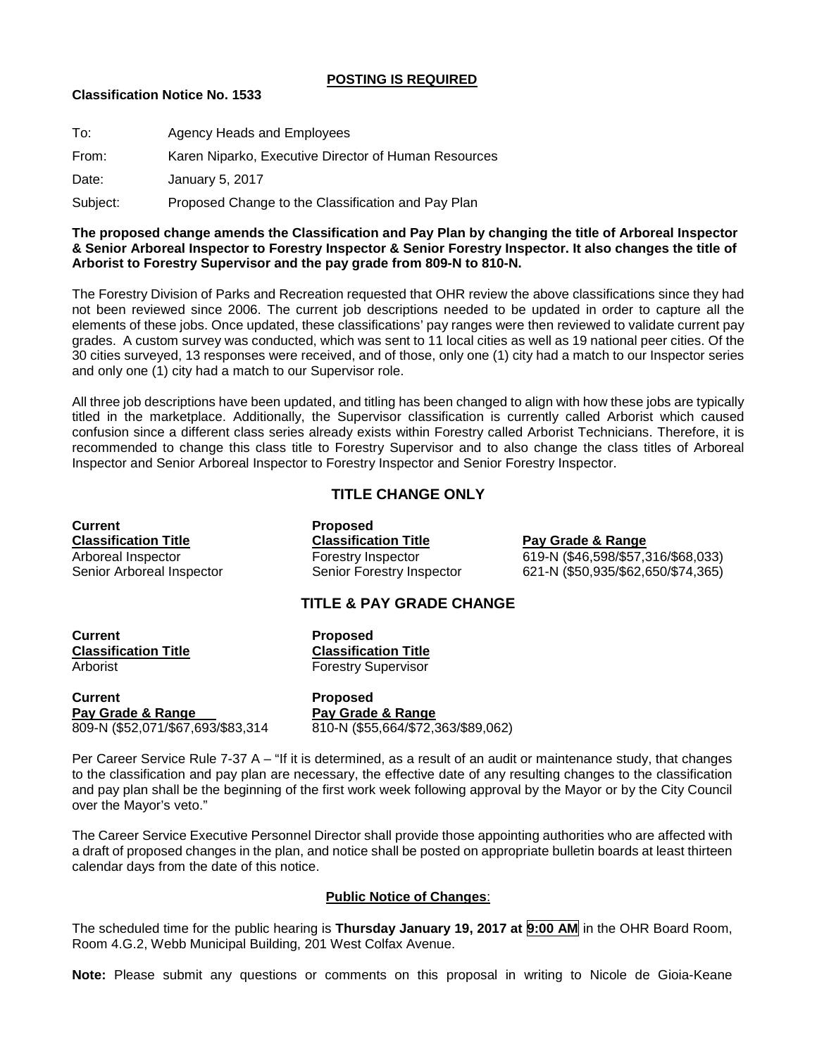**POSTING IS REQUIRED**

**Classification Notice No. 1533**

To: Agency Heads and Employees

From: Karen Niparko, Executive Director of Human Resources

Date: January 5, 2017

Subject: Proposed Change to the Classification and Pay Plan

**The proposed change amends the Classification and Pay Plan by changing the title of Arboreal Inspector & Senior Arboreal Inspector to Forestry Inspector & Senior Forestry Inspector. It also changes the title of Arborist to Forestry Supervisor and the pay grade from 809-N to 810-N.**

The Forestry Division of Parks and Recreation requested that OHR review the above classifications since they had not been reviewed since 2006. The current job descriptions needed to be updated in order to capture all the elements of these jobs. Once updated, these classifications' pay ranges were then reviewed to validate current pay grades. A custom survey was conducted, which was sent to 11 local cities as well as 19 national peer cities. Of the 30 cities surveyed, 13 responses were received, and of those, only one (1) city had a match to our Inspector series and only one (1) city had a match to our Supervisor role.

All three job descriptions have been updated, and titling has been changed to align with how these jobs are typically titled in the marketplace. Additionally, the Supervisor classification is currently called Arborist which caused confusion since a different class series already exists within Forestry called Arborist Technicians. Therefore, it is recommended to change this class title to Forestry Supervisor and to also change the class titles of Arboreal Inspector and Senior Arboreal Inspector to Forestry Inspector and Senior Forestry Inspector.

## TITLE CHANGE ONLY

| Current Classification Title | Proposed Classification Title | Pay Grade & Range |
|---|---|---|
| Arboreal Inspector | Forestry Inspector | 619-N ($46,598/$57,316/$68,033) |
| Senior Arboreal Inspector | Senior Forestry Inspector | 621-N ($50,935/$62,650/$74,365) |

## TITLE & PAY GRADE CHANGE

| Current Classification Title | Proposed Classification Title |
|---|---|
| Arborist | Forestry Supervisor |

| Current Pay Grade & Range | Proposed Pay Grade & Range |
|---|---|
| 809-N ($52,071/$67,693/$83,314 | 810-N ($55,664/$72,363/$89,062) |

Per Career Service Rule 7-37 A – "If it is determined, as a result of an audit or maintenance study, that changes to the classification and pay plan are necessary, the effective date of any resulting changes to the classification and pay plan shall be the beginning of the first work week following approval by the Mayor or by the City Council over the Mayor's veto."

The Career Service Executive Personnel Director shall provide those appointing authorities who are affected with a draft of proposed changes in the plan, and notice shall be posted on appropriate bulletin boards at least thirteen calendar days from the date of this notice.

**Public Notice of Changes**:

The scheduled time for the public hearing is **Thursday January 19, 2017 at 9:00 AM** in the OHR Board Room, Room 4.G.2, Webb Municipal Building, 201 West Colfax Avenue.

**Note:** Please submit any questions or comments on this proposal in writing to Nicole de Gioia-Keane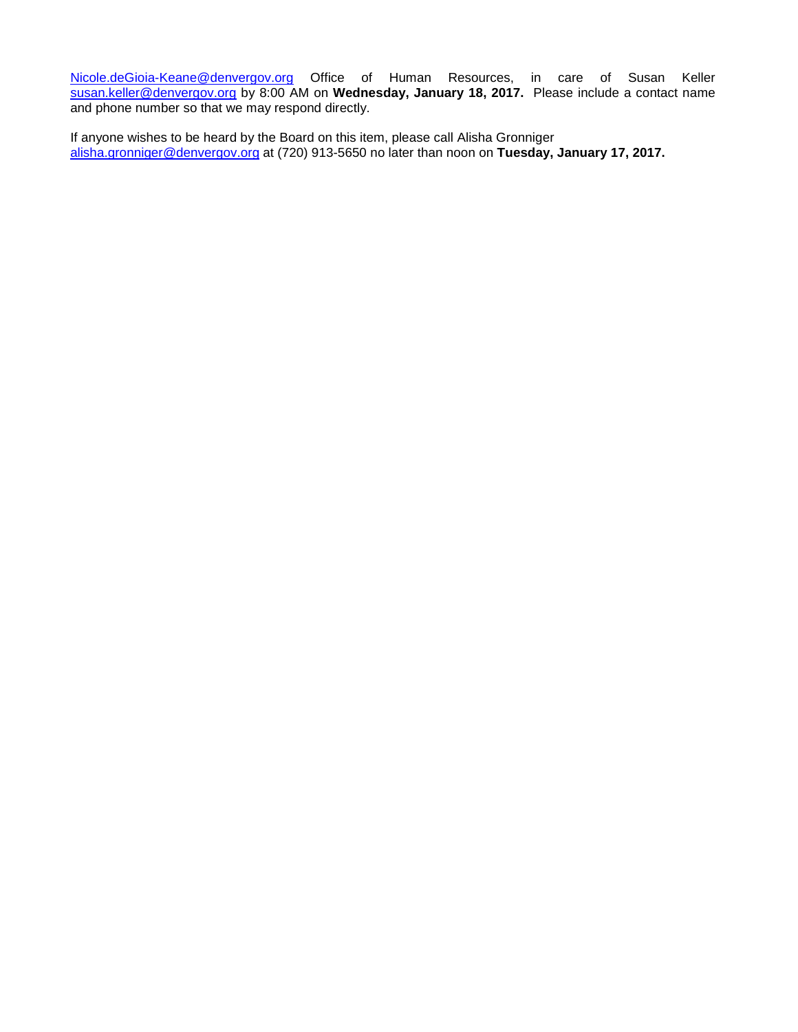Nicole.deGioia-Keane@denvergov.org Office of Human Resources, in care of Susan Keller susan.keller@denvergov.org by 8:00 AM on **Wednesday, January 18, 2017.** Please include a contact name and phone number so that we may respond directly.

If anyone wishes to be heard by the Board on this item, please call Alisha Gronniger alisha.gronniger@denvergov.org at (720) 913-5650 no later than noon on **Tuesday, January 17, 2017.**